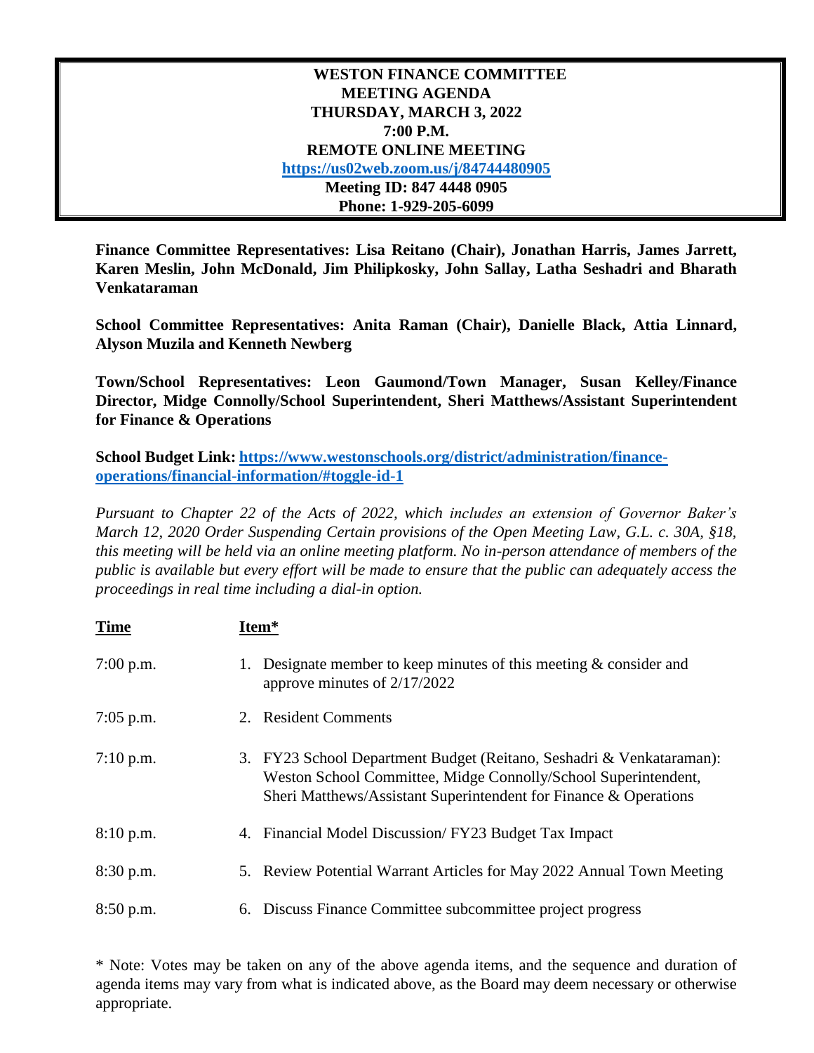# WESTON FINANCE COMMITTEE
## MEETING AGENDA
## THURSDAY, MARCH 3, 2022
## 7:00 P.M.
## REMOTE ONLINE MEETING

**https://us02web.zoom.us/j/84744480905**

**Meeting ID: 847 4448 0905**

**Phone: 1-929-205-6099**

**Finance Committee Representatives: Lisa Reitano (Chair), Jonathan Harris, James Jarrett, Karen Meslin, John McDonald, Jim Philipkosky, John Sallay, Latha Seshadri and Bharath Venkataraman**

**School Committee Representatives: Anita Raman (Chair), Danielle Black, Attia Linnard, Alyson Muzila and Kenneth Newberg**

**Town/School Representatives: Leon Gaumond/Town Manager, Susan Kelley/Finance Director, Midge Connolly/School Superintendent, Sheri Matthews/Assistant Superintendent for Finance & Operations**

**School Budget Link: https://www.westonschools.org/district/administration/finance-operations/financial-information/#toggle-id-1**

*Pursuant to Chapter 22 of the Acts of 2022, which includes an extension of Governor Baker's March 12, 2020 Order Suspending Certain provisions of the Open Meeting Law, G.L. c. 30A, §18, this meeting will be held via an online meeting platform. No in-person attendance of members of the public is available but every effort will be made to ensure that the public can adequately access the proceedings in real time including a dial-in option.*

| Time | Item* |
|---|---|
| 7:00 p.m. | 1. Designate member to keep minutes of this meeting & consider and approve minutes of 2/17/2022 |
| 7:05 p.m. | 2. Resident Comments |
| 7:10 p.m. | 3. FY23 School Department Budget (Reitano, Seshadri & Venkataraman): Weston School Committee, Midge Connolly/School Superintendent, Sheri Matthews/Assistant Superintendent for Finance & Operations |
| 8:10 p.m. | 4. Financial Model Discussion/ FY23 Budget Tax Impact |
| 8:30 p.m. | 5. Review Potential Warrant Articles for May 2022 Annual Town Meeting |
| 8:50 p.m. | 6. Discuss Finance Committee subcommittee project progress |

* Note: Votes may be taken on any of the above agenda items, and the sequence and duration of agenda items may vary from what is indicated above, as the Board may deem necessary or otherwise appropriate.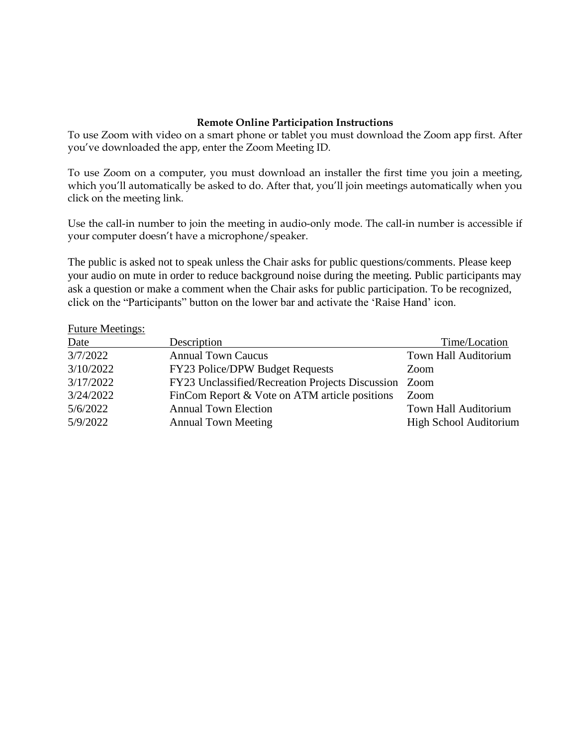**Remote Online Participation Instructions**

To use Zoom with video on a smart phone or tablet you must download the Zoom app first. After you've downloaded the app, enter the Zoom Meeting ID.

To use Zoom on a computer, you must download an installer the first time you join a meeting, which you'll automatically be asked to do. After that, you'll join meetings automatically when you click on the meeting link.

Use the call-in number to join the meeting in audio-only mode. The call-in number is accessible if your computer doesn't have a microphone/speaker.

The public is asked not to speak unless the Chair asks for public questions/comments. Please keep your audio on mute in order to reduce background noise during the meeting. Public participants may ask a question or make a comment when the Chair asks for public participation. To be recognized, click on the "Participants" button on the lower bar and activate the 'Raise Hand' icon.

Future Meetings:

| Date | Description | Time/Location |
|---|---|---|
| 3/7/2022 | Annual Town Caucus | Town Hall Auditorium |
| 3/10/2022 | FY23 Police/DPW Budget Requests | Zoom |
| 3/17/2022 | FY23 Unclassified/Recreation Projects Discussion | Zoom |
| 3/24/2022 | FinCom Report & Vote on ATM article positions | Zoom |
| 5/6/2022 | Annual Town Election | Town Hall Auditorium |
| 5/9/2022 | Annual Town Meeting | High School Auditorium |